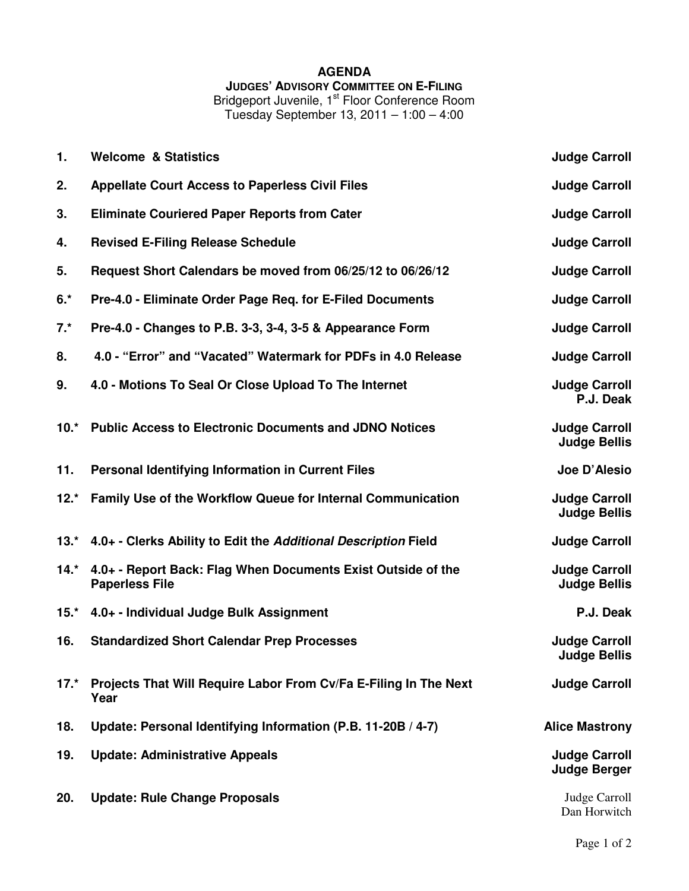# AGENDA

## JUDGES' ADVISORY COMMITTEE ON E-FILING

Bridgeport Juvenile, 1st Floor Conference Room
Tuesday September 13, 2011 – 1:00 – 4:00

| | | |
|---|---|---|
| **1.** | **Welcome & Statistics** | **Judge Carroll** |
| **2.** | **Appellate Court Access to Paperless Civil Files** | **Judge Carroll** |
| **3.** | **Eliminate Couriered Paper Reports from Cater** | **Judge Carroll** |
| **4.** | **Revised E-Filing Release Schedule** | **Judge Carroll** |
| **5.** | **Request Short Calendars be moved from 06/25/12 to 06/26/12** | **Judge Carroll** |
| **6.*** | **Pre-4.0 - Eliminate Order Page Req. for E-Filed Documents** | **Judge Carroll** |
| **7.*** | **Pre-4.0 - Changes to P.B. 3-3, 3-4, 3-5 & Appearance Form** | **Judge Carroll** |
| **8.** | **4.0 - "Error" and "Vacated" Watermark for PDFs in 4.0 Release** | **Judge Carroll** |
| **9.** | **4.0 - Motions To Seal Or Close Upload To The Internet** | **Judge Carroll**<br>**P.J. Deak** |
| **10.*** | **Public Access to Electronic Documents and JDNO Notices** | **Judge Carroll**<br>**Judge Bellis** |
| **11.** | **Personal Identifying Information in Current Files** | **Joe D'Alesio** |
| **12.*** | **Family Use of the Workflow Queue for Internal Communication** | **Judge Carroll**<br>**Judge Bellis** |
| **13.*** | **4.0+ - Clerks Ability to Edit the *Additional Description* Field** | **Judge Carroll** |
| **14.*** | **4.0+ - Report Back: Flag When Documents Exist Outside of the Paperless File** | **Judge Carroll**<br>**Judge Bellis** |
| **15.*** | **4.0+ - Individual Judge Bulk Assignment** | **P.J. Deak** |
| **16.** | **Standardized Short Calendar Prep Processes** | **Judge Carroll**<br>**Judge Bellis** |
| **17.*** | **Projects That Will Require Labor From Cv/Fa E-Filing In The Next Year** | **Judge Carroll** |
| **18.** | **Update: Personal Identifying Information (P.B. 11-20B / 4-7)** | **Alice Mastrony** |
| **19.** | **Update: Administrative Appeals** | **Judge Carroll**<br>**Judge Berger** |
| **20.** | **Update: Rule Change Proposals** | Judge Carroll<br>Dan Horwitch |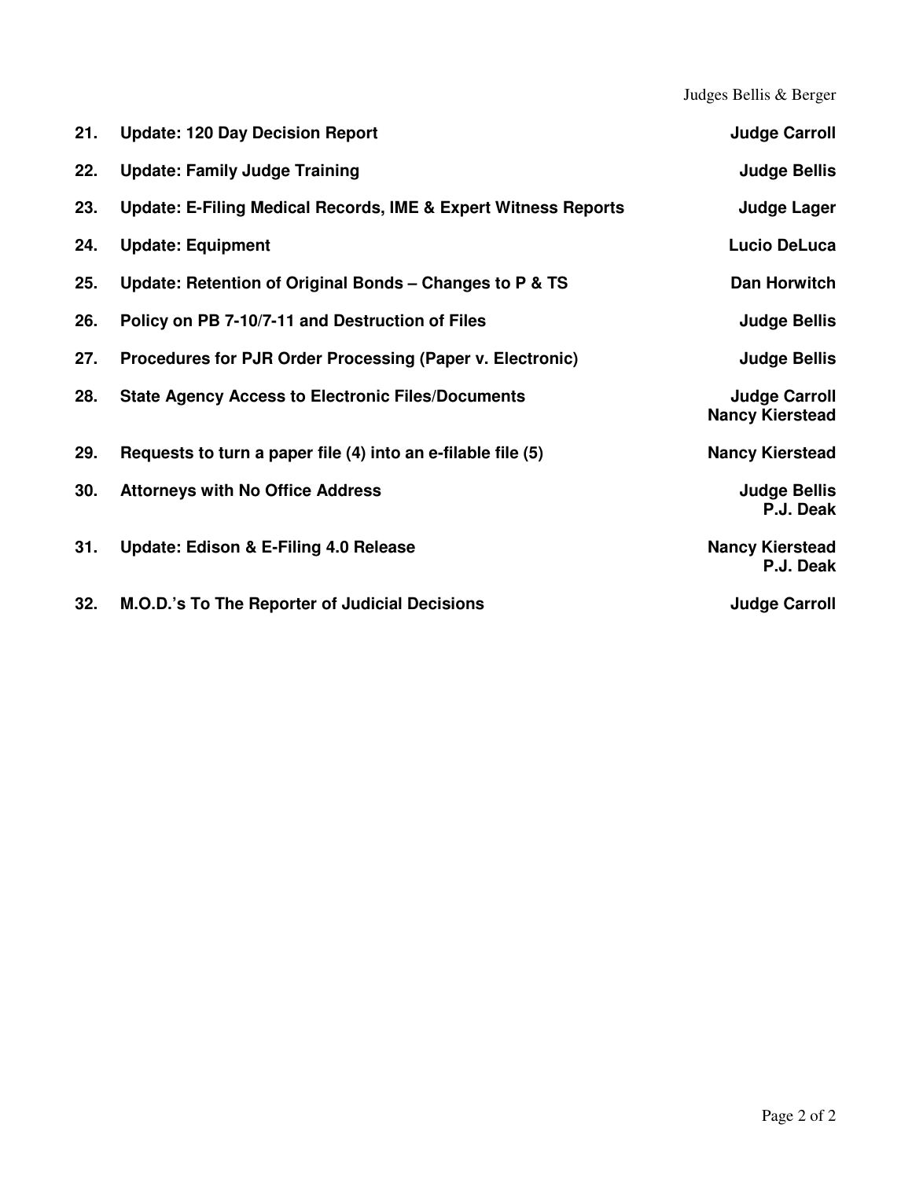Judges Bellis & Berger

| | | |
|---|---|---|
| **21.** | **Update: 120 Day Decision Report** | **Judge Carroll** |
| **22.** | **Update: Family Judge Training** | **Judge Bellis** |
| **23.** | **Update: E-Filing Medical Records, IME & Expert Witness Reports** | **Judge Lager** |
| **24.** | **Update: Equipment** | **Lucio DeLuca** |
| **25.** | **Update: Retention of Original Bonds – Changes to P & TS** | **Dan Horwitch** |
| **26.** | **Policy on PB 7-10/7-11 and Destruction of Files** | **Judge Bellis** |
| **27.** | **Procedures for PJR Order Processing (Paper v. Electronic)** | **Judge Bellis** |
| **28.** | **State Agency Access to Electronic Files/Documents** | **Judge Carroll**<br>**Nancy Kierstead** |
| **29.** | **Requests to turn a paper file (4) into an e-filable file (5)** | **Nancy Kierstead** |
| **30.** | **Attorneys with No Office Address** | **Judge Bellis**<br>**P.J. Deak** |
| **31.** | **Update: Edison & E-Filing 4.0 Release** | **Nancy Kierstead**<br>**P.J. Deak** |
| **32.** | **M.O.D.'s To The Reporter of Judicial Decisions** | **Judge Carroll** |